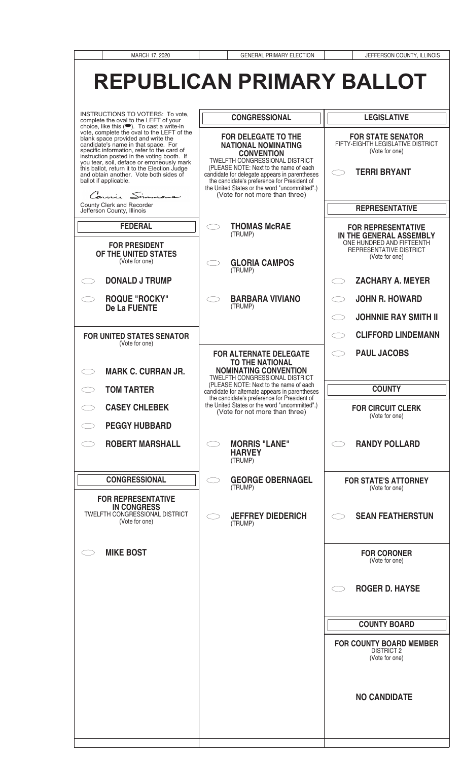MARCH 17, 2020 | GENERAL PRIMARY ELECTION | JEFFERSON COUNTY, ILLINOIS

# REPUBLICAN PRIMARY BALLOT

INSTRUCTIONS TO VOTERS: To vote, complete the oval to the LEFT of your choice, like this (⬬). To cast a write-in vote, complete the oval to the LEFT of the blank space provided and write the candidate's name in that space. For specific information, refer to the card of instruction posted in the voting booth. If you tear, soil, deface or erroneously mark this ballot, return it to the Election Judge and obtain another. Vote both sides of ballot if applicable.

Connie Simmons
County Clerk and Recorder
Jefferson County, Illinois

## FEDERAL

### FOR PRESIDENT OF THE UNITED STATES
(Vote for one)

- ⬭ **DONALD J TRUMP**
- ⬭ **ROQUE "ROCKY" De La FUENTE**

### FOR UNITED STATES SENATOR
(Vote for one)

- ⬭ **MARK C. CURRAN JR.**
- ⬭ **TOM TARTER**
- ⬭ **CASEY CHLEBEK**
- ⬭ **PEGGY HUBBARD**
- ⬭ **ROBERT MARSHALL**

## CONGRESSIONAL

### FOR REPRESENTATIVE IN CONGRESS
TWELFTH CONGRESSIONAL DISTRICT
(Vote for one)

- ⬭ **MIKE BOST**

## CONGRESSIONAL

### FOR DELEGATE TO THE NATIONAL NOMINATING CONVENTION
TWELFTH CONGRESSIONAL DISTRICT
(PLEASE NOTE: Next to the name of each candidate for delegate appears in parentheses the candidate's preference for President of the United States or the word "uncommitted".)
(Vote for not more than three)

- ⬭ **THOMAS McRAE** (TRUMP)
- ⬭ **GLORIA CAMPOS** (TRUMP)
- ⬭ **BARBARA VIVIANO** (TRUMP)

### FOR ALTERNATE DELEGATE TO THE NATIONAL NOMINATING CONVENTION
TWELFTH CONGRESSIONAL DISTRICT
(PLEASE NOTE: Next to the name of each candidate for alternate appears in parentheses the candidate's preference for President of the United States or the word "uncommitted".)
(Vote for not more than three)

- ⬭ **MORRIS "LANE" HARVEY** (TRUMP)
- ⬭ **GEORGE OBERNAGEL** (TRUMP)
- ⬭ **JEFFREY DIEDERICH** (TRUMP)

## LEGISLATIVE

### FOR STATE SENATOR
FIFTY-EIGHTH LEGISLATIVE DISTRICT
(Vote for one)

- ⬭ **TERRI BRYANT**

## REPRESENTATIVE

### FOR REPRESENTATIVE IN THE GENERAL ASSEMBLY
ONE HUNDRED AND FIFTEENTH REPRESENTATIVE DISTRICT
(Vote for one)

- ⬭ **ZACHARY A. MEYER**
- ⬭ **JOHN R. HOWARD**
- ⬭ **JOHNNIE RAY SMITH II**
- ⬭ **CLIFFORD LINDEMANN**
- ⬭ **PAUL JACOBS**

## COUNTY

### FOR CIRCUIT CLERK
(Vote for one)

- ⬭ **RANDY POLLARD**

### FOR STATE'S ATTORNEY
(Vote for one)

- ⬭ **SEAN FEATHERSTUN**

### FOR CORONER
(Vote for one)

- ⬭ **ROGER D. HAYSE**

## COUNTY BOARD

### FOR COUNTY BOARD MEMBER
DISTRICT 2
(Vote for one)

**NO CANDIDATE**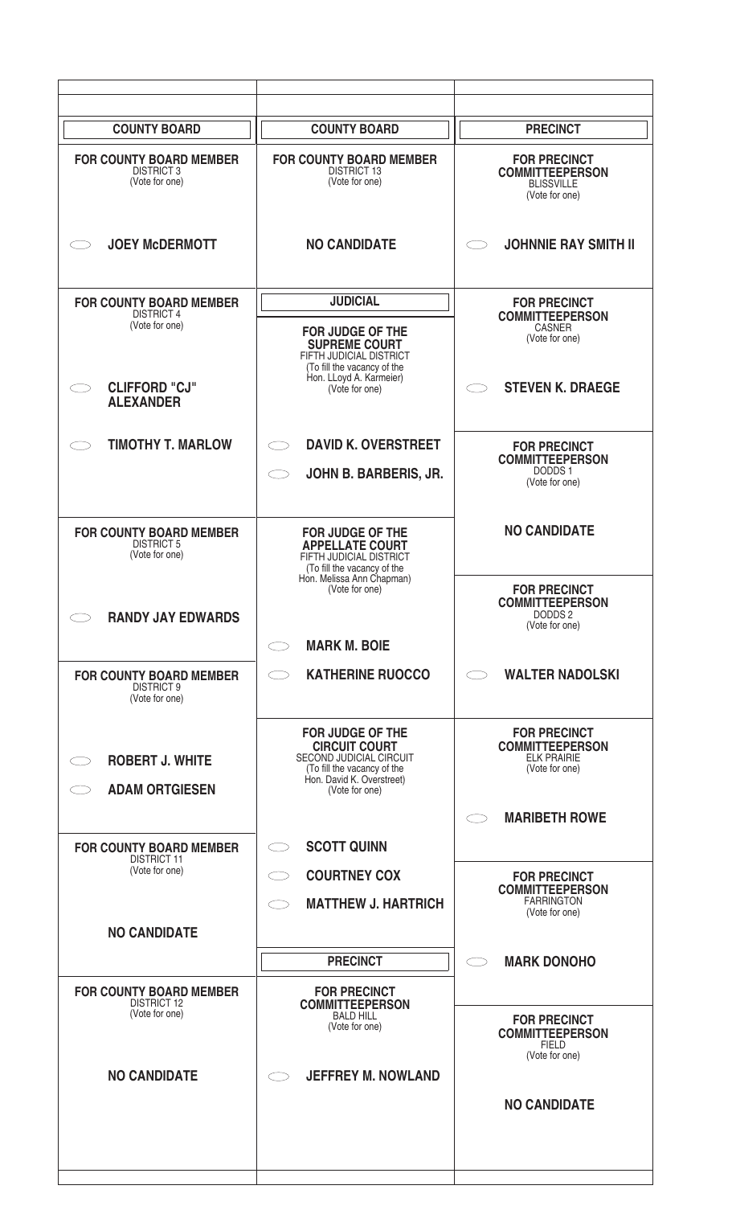## COUNTY BOARD

**FOR COUNTY BOARD MEMBER**
DISTRICT 3
(Vote for one)

- ⬭ **JOEY McDERMOTT**

**FOR COUNTY BOARD MEMBER**
DISTRICT 4
(Vote for one)

- ⬭ **CLIFFORD "CJ" ALEXANDER**
- ⬭ **TIMOTHY T. MARLOW**

**FOR COUNTY BOARD MEMBER**
DISTRICT 5
(Vote for one)

- ⬭ **RANDY JAY EDWARDS**

**FOR COUNTY BOARD MEMBER**
DISTRICT 9
(Vote for one)

- ⬭ **ROBERT J. WHITE**
- ⬭ **ADAM ORTGIESEN**

**FOR COUNTY BOARD MEMBER**
DISTRICT 11
(Vote for one)

**NO CANDIDATE**

**FOR COUNTY BOARD MEMBER**
DISTRICT 12
(Vote for one)

**NO CANDIDATE**

## COUNTY BOARD

**FOR COUNTY BOARD MEMBER**
DISTRICT 13
(Vote for one)

**NO CANDIDATE**

## JUDICIAL

**FOR JUDGE OF THE SUPREME COURT**
FIFTH JUDICIAL DISTRICT
(To fill the vacancy of the Hon. LLoyd A. Karmeier)
(Vote for one)

- ⬭ **DAVID K. OVERSTREET**
- ⬭ **JOHN B. BARBERIS, JR.**

**FOR JUDGE OF THE APPELLATE COURT**
FIFTH JUDICIAL DISTRICT
(To fill the vacancy of the Hon. Melissa Ann Chapman)
(Vote for one)

- ⬭ **MARK M. BOIE**
- ⬭ **KATHERINE RUOCCO**

**FOR JUDGE OF THE CIRCUIT COURT**
SECOND JUDICIAL CIRCUIT
(To fill the vacancy of the Hon. David K. Overstreet)
(Vote for one)

- ⬭ **SCOTT QUINN**
- ⬭ **COURTNEY COX**
- ⬭ **MATTHEW J. HARTRICH**

## PRECINCT

**FOR PRECINCT COMMITTEEPERSON**
BALD HILL
(Vote for one)

- ⬭ **JEFFREY M. NOWLAND**

## PRECINCT

**FOR PRECINCT COMMITTEEPERSON**
BLISSVILLE
(Vote for one)

- ⬭ **JOHNNIE RAY SMITH II**

**FOR PRECINCT COMMITTEEPERSON**
CASNER
(Vote for one)

- ⬭ **STEVEN K. DRAEGE**

**FOR PRECINCT COMMITTEEPERSON**
DODDS 1
(Vote for one)

**NO CANDIDATE**

**FOR PRECINCT COMMITTEEPERSON**
DODDS 2
(Vote for one)

- ⬭ **WALTER NADOLSKI**

**FOR PRECINCT COMMITTEEPERSON**
ELK PRAIRIE
(Vote for one)

- ⬭ **MARIBETH ROWE**

**FOR PRECINCT COMMITTEEPERSON**
FARRINGTON
(Vote for one)

- ⬭ **MARK DONOHO**

**FOR PRECINCT COMMITTEEPERSON**
FIELD
(Vote for one)

**NO CANDIDATE**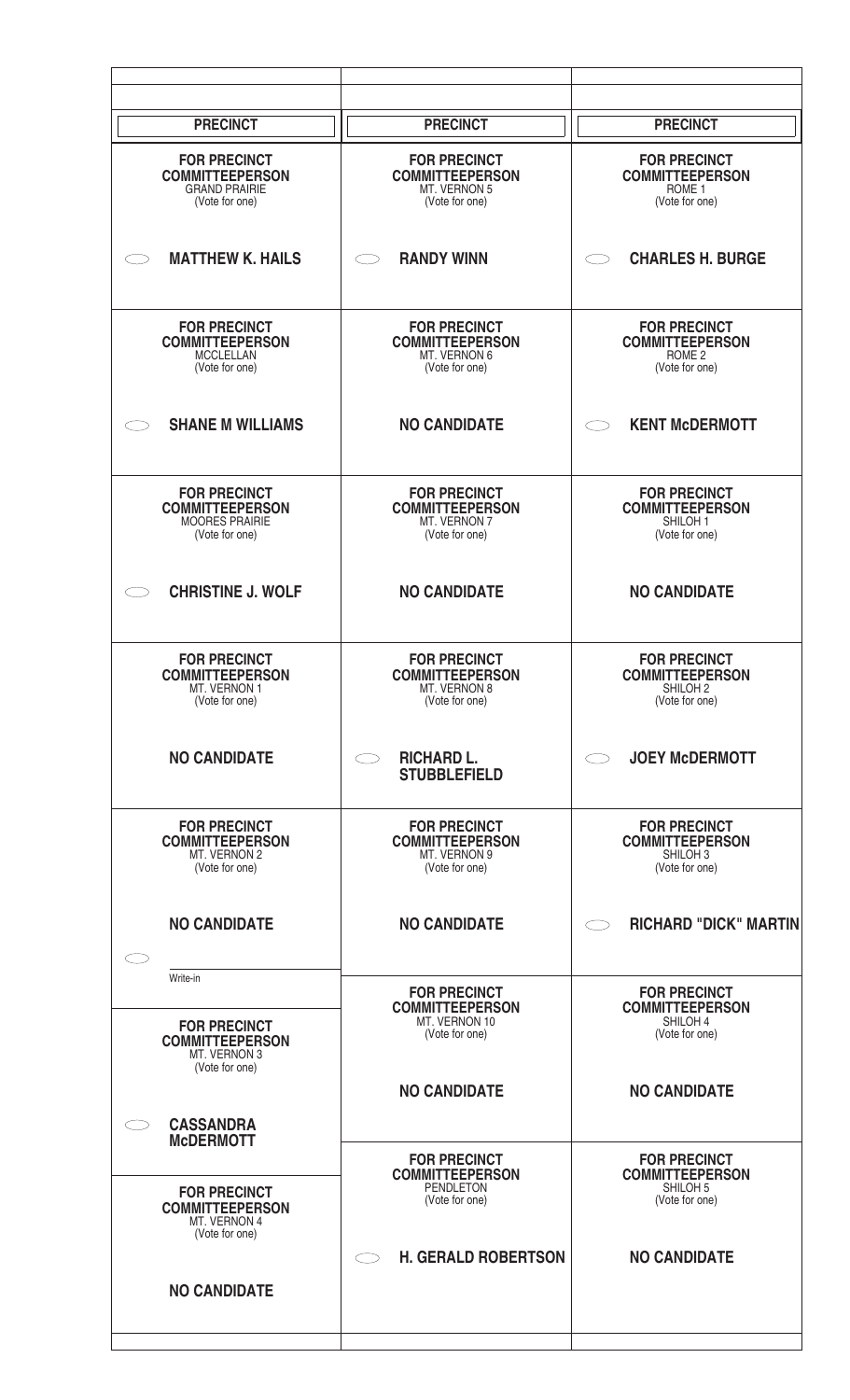**PRECINCT**

**FOR PRECINCT COMMITTEEPERSON**
GRAND PRAIRIE
(Vote for one)

⬭ **MATTHEW K. HAILS**

**FOR PRECINCT COMMITTEEPERSON**
MCCLELLAN
(Vote for one)

⬭ **SHANE M WILLIAMS**

**FOR PRECINCT COMMITTEEPERSON**
MOORES PRAIRIE
(Vote for one)

⬭ **CHRISTINE J. WOLF**

**FOR PRECINCT COMMITTEEPERSON**
MT. VERNON 1
(Vote for one)

**NO CANDIDATE**

**FOR PRECINCT COMMITTEEPERSON**
MT. VERNON 2
(Vote for one)

**NO CANDIDATE**

⬭ ______________
Write-in

**FOR PRECINCT COMMITTEEPERSON**
MT. VERNON 3
(Vote for one)

⬭ **CASSANDRA McDERMOTT**

**FOR PRECINCT COMMITTEEPERSON**
MT. VERNON 4
(Vote for one)

**NO CANDIDATE**

**PRECINCT**

**FOR PRECINCT COMMITTEEPERSON**
MT. VERNON 5
(Vote for one)

⬭ **RANDY WINN**

**FOR PRECINCT COMMITTEEPERSON**
MT. VERNON 6
(Vote for one)

**NO CANDIDATE**

**FOR PRECINCT COMMITTEEPERSON**
MT. VERNON 7
(Vote for one)

**NO CANDIDATE**

**FOR PRECINCT COMMITTEEPERSON**
MT. VERNON 8
(Vote for one)

⬭ **RICHARD L. STUBBLEFIELD**

**FOR PRECINCT COMMITTEEPERSON**
MT. VERNON 9
(Vote for one)

**NO CANDIDATE**

**FOR PRECINCT COMMITTEEPERSON**
MT. VERNON 10
(Vote for one)

**NO CANDIDATE**

**FOR PRECINCT COMMITTEEPERSON**
PENDLETON
(Vote for one)

⬭ **H. GERALD ROBERTSON**

**PRECINCT**

**FOR PRECINCT COMMITTEEPERSON**
ROME 1
(Vote for one)

⬭ **CHARLES H. BURGE**

**FOR PRECINCT COMMITTEEPERSON**
ROME 2
(Vote for one)

⬭ **KENT McDERMOTT**

**FOR PRECINCT COMMITTEEPERSON**
SHILOH 1
(Vote for one)

**NO CANDIDATE**

**FOR PRECINCT COMMITTEEPERSON**
SHILOH 2
(Vote for one)

⬭ **JOEY McDERMOTT**

**FOR PRECINCT COMMITTEEPERSON**
SHILOH 3
(Vote for one)

⬭ **RICHARD "DICK" MARTIN**

**FOR PRECINCT COMMITTEEPERSON**
SHILOH 4
(Vote for one)

**NO CANDIDATE**

**FOR PRECINCT COMMITTEEPERSON**
SHILOH 5
(Vote for one)

**NO CANDIDATE**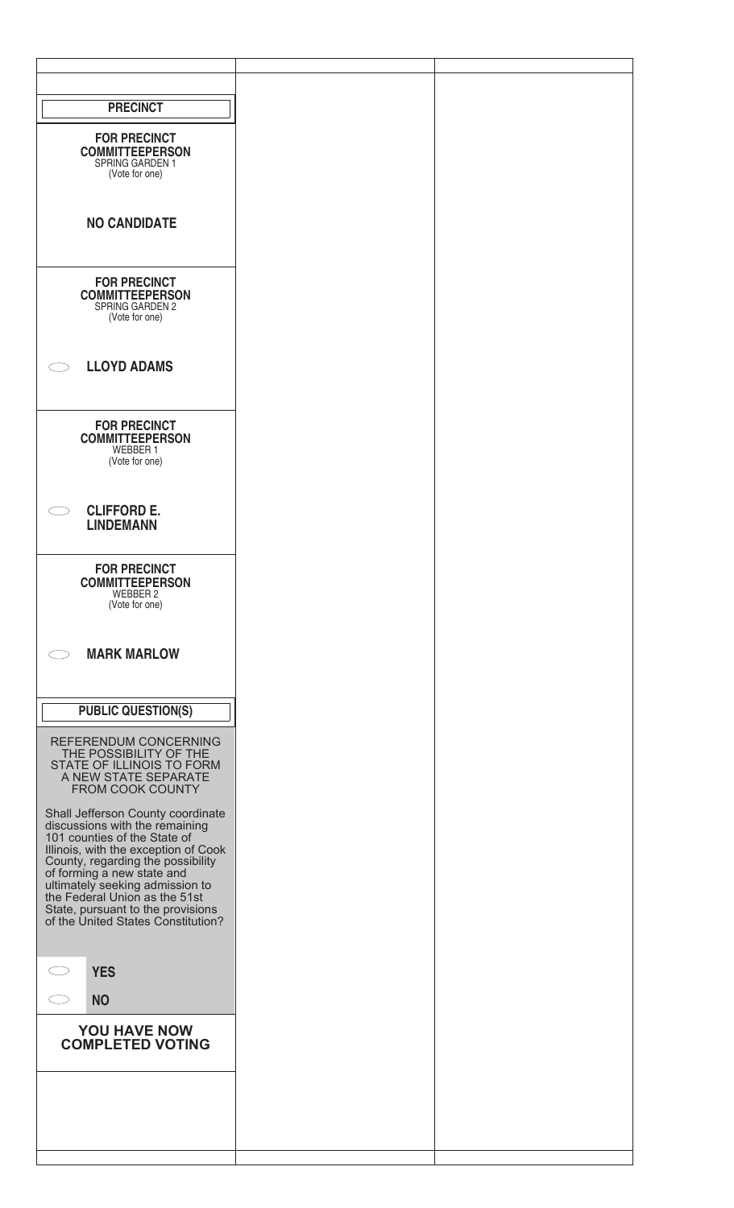## PRECINCT

**FOR PRECINCT COMMITTEEPERSON**
SPRING GARDEN 1
(Vote for one)

**NO CANDIDATE**

**FOR PRECINCT COMMITTEEPERSON**
SPRING GARDEN 2
(Vote for one)

- **LLOYD ADAMS**

**FOR PRECINCT COMMITTEEPERSON**
WEBBER 1
(Vote for one)

- **CLIFFORD E. LINDEMANN**

**FOR PRECINCT COMMITTEEPERSON**
WEBBER 2
(Vote for one)

- **MARK MARLOW**

## PUBLIC QUESTION(S)

REFERENDUM CONCERNING THE POSSIBILITY OF THE STATE OF ILLINOIS TO FORM A NEW STATE SEPARATE FROM COOK COUNTY

Shall Jefferson County coordinate discussions with the remaining 101 counties of the State of Illinois, with the exception of Cook County, regarding the possibility of forming a new state and ultimately seeking admission to the Federal Union as the 51st State, pursuant to the provisions of the United States Constitution?

- **YES**
- **NO**

**YOU HAVE NOW COMPLETED VOTING**